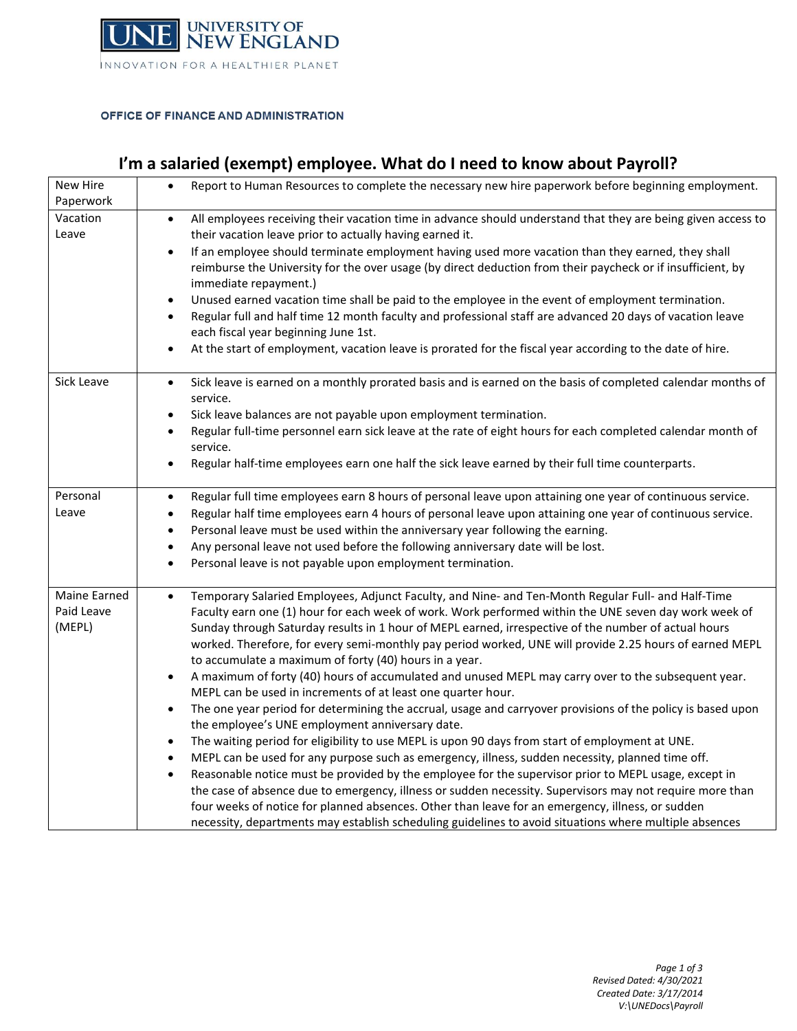UNIVERSITY OF NEW ENGLAND

INNOVATION FOR A HEALTHIER PLANET

OFFICE OF FINANCE AND ADMINISTRATION

# I'm a salaried (exempt) employee. What do I need to know about Payroll?

| | |
|---|---|
| New Hire Paperwork | • Report to Human Resources to complete the necessary new hire paperwork before beginning employment. |
| Vacation Leave | • All employees receiving their vacation time in advance should understand that they are being given access to their vacation leave prior to actually having earned it.<br>• If an employee should terminate employment having used more vacation than they earned, they shall reimburse the University for the over usage (by direct deduction from their paycheck or if insufficient, by immediate repayment.)<br>• Unused earned vacation time shall be paid to the employee in the event of employment termination.<br>• Regular full and half time 12 month faculty and professional staff are advanced 20 days of vacation leave each fiscal year beginning June 1st.<br>• At the start of employment, vacation leave is prorated for the fiscal year according to the date of hire. |
| Sick Leave | • Sick leave is earned on a monthly prorated basis and is earned on the basis of completed calendar months of service.<br>• Sick leave balances are not payable upon employment termination.<br>• Regular full-time personnel earn sick leave at the rate of eight hours for each completed calendar month of service.<br>• Regular half-time employees earn one half the sick leave earned by their full time counterparts. |
| Personal Leave | • Regular full time employees earn 8 hours of personal leave upon attaining one year of continuous service.<br>• Regular half time employees earn 4 hours of personal leave upon attaining one year of continuous service.<br>• Personal leave must be used within the anniversary year following the earning.<br>• Any personal leave not used before the following anniversary date will be lost.<br>• Personal leave is not payable upon employment termination. |
| Maine Earned Paid Leave (MEPL) | • Temporary Salaried Employees, Adjunct Faculty, and Nine- and Ten-Month Regular Full- and Half-Time Faculty earn one (1) hour for each week of work. Work performed within the UNE seven day work week of Sunday through Saturday results in 1 hour of MEPL earned, irrespective of the number of actual hours worked. Therefore, for every semi-monthly pay period worked, UNE will provide 2.25 hours of earned MEPL to accumulate a maximum of forty (40) hours in a year.<br>• A maximum of forty (40) hours of accumulated and unused MEPL may carry over to the subsequent year. MEPL can be used in increments of at least one quarter hour.<br>• The one year period for determining the accrual, usage and carryover provisions of the policy is based upon the employee's UNE employment anniversary date.<br>• The waiting period for eligibility to use MEPL is upon 90 days from start of employment at UNE.<br>• MEPL can be used for any purpose such as emergency, illness, sudden necessity, planned time off.<br>• Reasonable notice must be provided by the employee for the supervisor prior to MEPL usage, except in the case of absence due to emergency, illness or sudden necessity. Supervisors may not require more than four weeks of notice for planned absences. Other than leave for an emergency, illness, or sudden necessity, departments may establish scheduling guidelines to avoid situations where multiple absences |

*Revised Dated: 4/30/2021*
*Created Date: 3/17/2014*
*V:\UNEDocs\Payroll*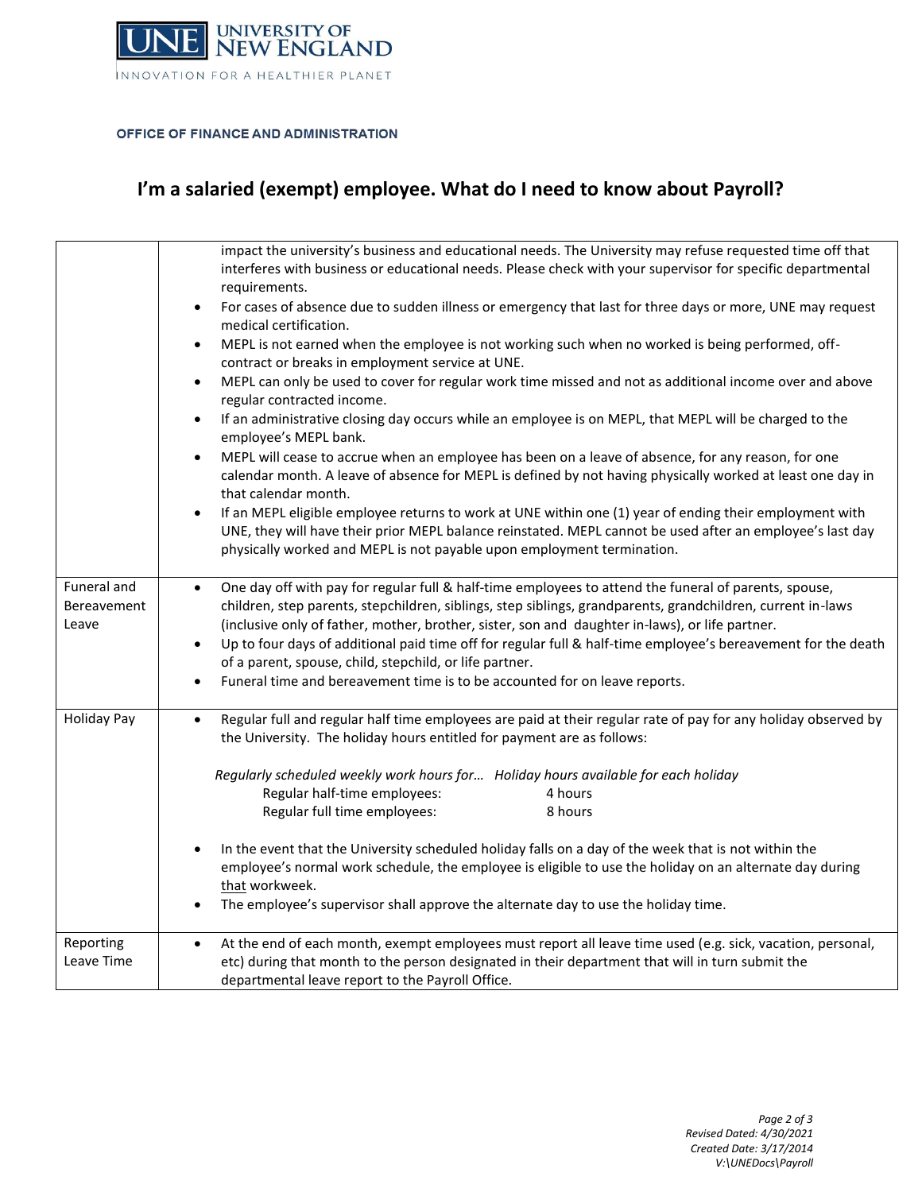**OFFICE OF FINANCE AND ADMINISTRATION**

## I'm a salaried (exempt) employee. What do I need to know about Payroll?

| | |
|---|---|
| | impact the university's business and educational needs. The University may refuse requested time off that interferes with business or educational needs. Please check with your supervisor for specific departmental requirements.<br>• For cases of absence due to sudden illness or emergency that last for three days or more, UNE may request medical certification.<br>• MEPL is not earned when the employee is not working such when no worked is being performed, off-contract or breaks in employment service at UNE.<br>• MEPL can only be used to cover for regular work time missed and not as additional income over and above regular contracted income.<br>• If an administrative closing day occurs while an employee is on MEPL, that MEPL will be charged to the employee's MEPL bank.<br>• MEPL will cease to accrue when an employee has been on a leave of absence, for any reason, for one calendar month. A leave of absence for MEPL is defined by not having physically worked at least one day in that calendar month.<br>• If an MEPL eligible employee returns to work at UNE within one (1) year of ending their employment with UNE, they will have their prior MEPL balance reinstated. MEPL cannot be used after an employee's last day physically worked and MEPL is not payable upon employment termination. |
| Funeral and Bereavement Leave | • One day off with pay for regular full & half-time employees to attend the funeral of parents, spouse, children, step parents, stepchildren, siblings, step siblings, grandparents, grandchildren, current in-laws (inclusive only of father, mother, brother, sister, son and daughter in-laws), or life partner.<br>• Up to four days of additional paid time off for regular full & half-time employee's bereavement for the death of a parent, spouse, child, stepchild, or life partner.<br>• Funeral time and bereavement time is to be accounted for on leave reports. |
| Holiday Pay | • Regular full and regular half time employees are paid at their regular rate of pay for any holiday observed by the University. The holiday hours entitled for payment are as follows:<br><br>*Regularly scheduled weekly work hours for…* *Holiday hours available for each holiday*<br>Regular half-time employees: 4 hours<br>Regular full time employees: 8 hours<br><br>• In the event that the University scheduled holiday falls on a day of the week that is not within the employee's normal work schedule, the employee is eligible to use the holiday on an alternate day during <u>that</u> workweek.<br>• The employee's supervisor shall approve the alternate day to use the holiday time. |
| Reporting Leave Time | • At the end of each month, exempt employees must report all leave time used (e.g. sick, vacation, personal, etc) during that month to the person designated in their department that will in turn submit the departmental leave report to the Payroll Office. |

*Revised Dated: 4/30/2021*
*Created Date: 3/17/2014*
*V:\UNEDocs\Payroll*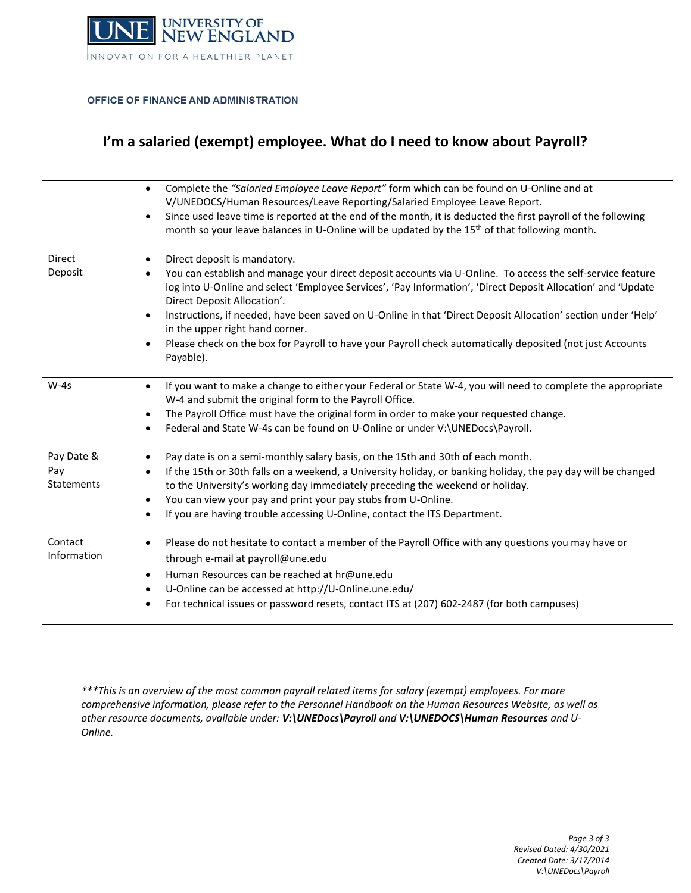UNE UNIVERSITY OF NEW ENGLAND

INNOVATION FOR A HEALTHIER PLANET

**OFFICE OF FINANCE AND ADMINISTRATION**

## I'm a salaried (exempt) employee. What do I need to know about Payroll?

| | |
|---|---|
| | • Complete the *"Salaried Employee Leave Report"* form which can be found on U-Online and at V/UNEDOCS/Human Resources/Leave Reporting/Salaried Employee Leave Report.<br>• Since used leave time is reported at the end of the month, it is deducted the first payroll of the following month so your leave balances in U-Online will be updated by the 15th of that following month. |
| Direct Deposit | • Direct deposit is mandatory.<br>• You can establish and manage your direct deposit accounts via U-Online. To access the self-service feature log into U-Online and select 'Employee Services', 'Pay Information', 'Direct Deposit Allocation' and 'Update Direct Deposit Allocation'.<br>• Instructions, if needed, have been saved on U-Online in that 'Direct Deposit Allocation' section under 'Help' in the upper right hand corner.<br>• Please check on the box for Payroll to have your Payroll check automatically deposited (not just Accounts Payable). |
| W-4s | • If you want to make a change to either your Federal or State W-4, you will need to complete the appropriate W-4 and submit the original form to the Payroll Office.<br>• The Payroll Office must have the original form in order to make your requested change.<br>• Federal and State W-4s can be found on U-Online or under V:\UNEDocs\Payroll. |
| Pay Date & Pay Statements | • Pay date is on a semi-monthly salary basis, on the 15th and 30th of each month.<br>• If the 15th or 30th falls on a weekend, a University holiday, or banking holiday, the pay day will be changed to the University's working day immediately preceding the weekend or holiday.<br>• You can view your pay and print your pay stubs from U-Online.<br>• If you are having trouble accessing U-Online, contact the ITS Department. |
| Contact Information | • Please do not hesitate to contact a member of the Payroll Office with any questions you may have or through e-mail at payroll@une.edu<br>• Human Resources can be reached at hr@une.edu<br>• U-Online can be accessed at http://U-Online.une.edu/<br>• For technical issues or password resets, contact ITS at (207) 602-2487 (for both campuses) |

****This is an overview of the most common payroll related items for salary (exempt) employees. For more comprehensive information, please refer to the Personnel Handbook on the Human Resources Website, as well as other resource documents, available under: **V:\UNEDocs\Payroll** and **V:\UNEDOCS\Human Resources** and U-Online.*

*Revised Dated: 4/30/2021*
*Created Date: 3/17/2014*
*V:\UNEDocs\Payroll*